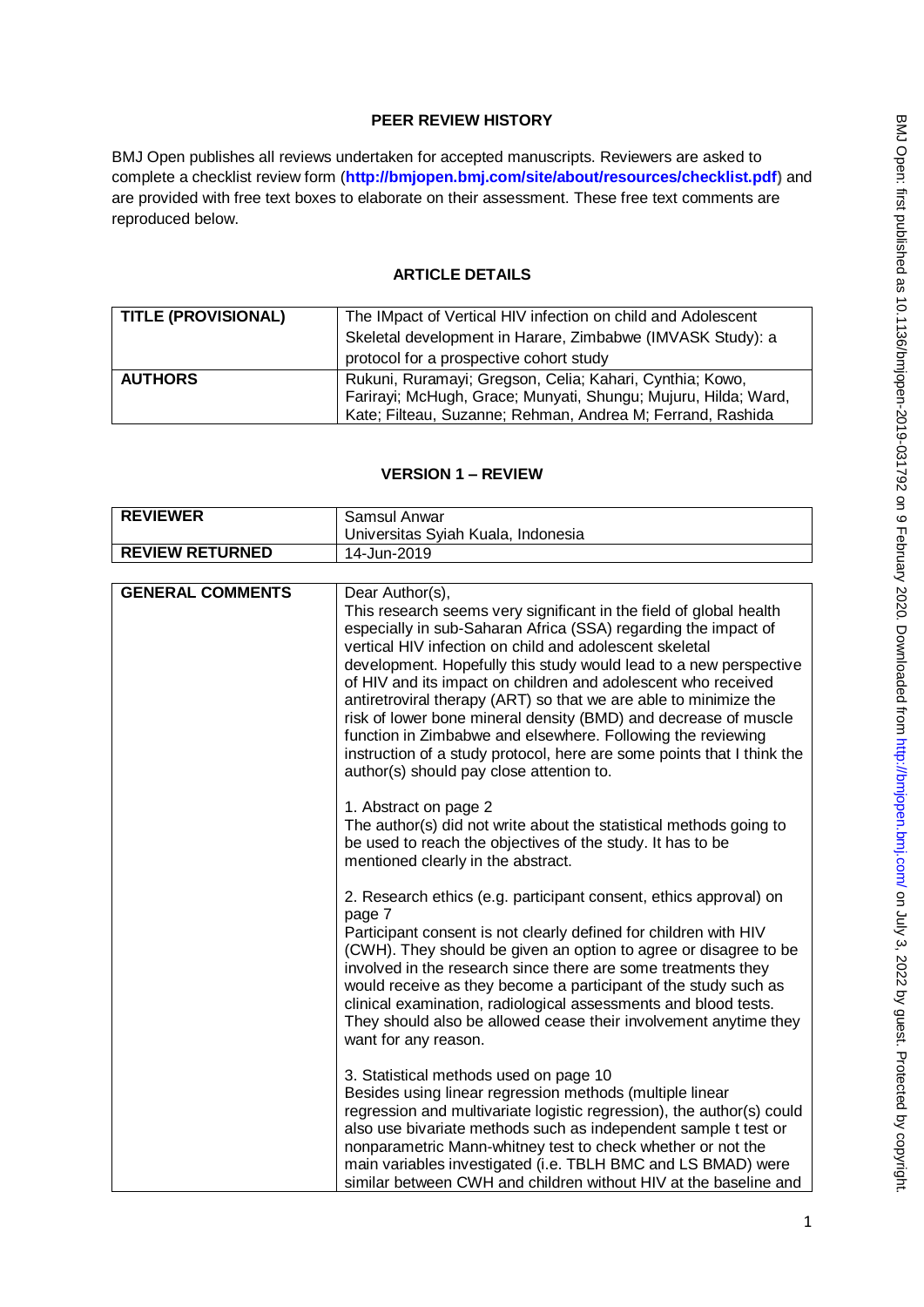# PEER REVIEW HISTORY

BMJ Open publishes all reviews undertaken for accepted manuscripts. Reviewers are asked to complete a checklist review form (**http://bmjopen.bmj.com/site/about/resources/checklist.pdf**) and are provided with free text boxes to elaborate on their assessment. These free text comments are reproduced below.

## ARTICLE DETAILS

| | |
|---|---|
| **TITLE (PROVISIONAL)** | The IMpact of Vertical HIV infection on child and Adolescent Skeletal development in Harare, Zimbabwe (IMVASK Study): a protocol for a prospective cohort study |
| **AUTHORS** | Rukuni, Ruramayi; Gregson, Celia; Kahari, Cynthia; Kowo, Farirayi; McHugh, Grace; Munyati, Shungu; Mujuru, Hilda; Ward, Kate; Filteau, Suzanne; Rehman, Andrea M; Ferrand, Rashida |

## VERSION 1 – REVIEW

| | |
|---|---|
| **REVIEWER** | Samsul Anwar<br>Universitas Syiah Kuala, Indonesia |
| **REVIEW RETURNED** | 14-Jun-2019 |

| | |
|---|---|
| **GENERAL COMMENTS** | Dear Author(s),<br>This research seems very significant in the field of global health especially in sub-Saharan Africa (SSA) regarding the impact of vertical HIV infection on child and adolescent skeletal development. Hopefully this study would lead to a new perspective of HIV and its impact on children and adolescent who received antiretroviral therapy (ART) so that we are able to minimize the risk of lower bone mineral density (BMD) and decrease of muscle function in Zimbabwe and elsewhere. Following the reviewing instruction of a study protocol, here are some points that I think the author(s) should pay close attention to.<br><br>1. Abstract on page 2<br>The author(s) did not write about the statistical methods going to be used to reach the objectives of the study. It has to be mentioned clearly in the abstract.<br><br>2. Research ethics (e.g. participant consent, ethics approval) on page 7<br>Participant consent is not clearly defined for children with HIV (CWH). They should be given an option to agree or disagree to be involved in the research since there are some treatments they would receive as they become a participant of the study such as clinical examination, radiological assessments and blood tests. They should also be allowed cease their involvement anytime they want for any reason.<br><br>3. Statistical methods used on page 10<br>Besides using linear regression methods (multiple linear regression and multivariate logistic regression), the author(s) could also use bivariate methods such as independent sample t test or nonparametric Mann-whitney test to check whether or not the main variables investigated (i.e. TBLH BMC and LS BMAD) were similar between CWH and children without HIV at the baseline and |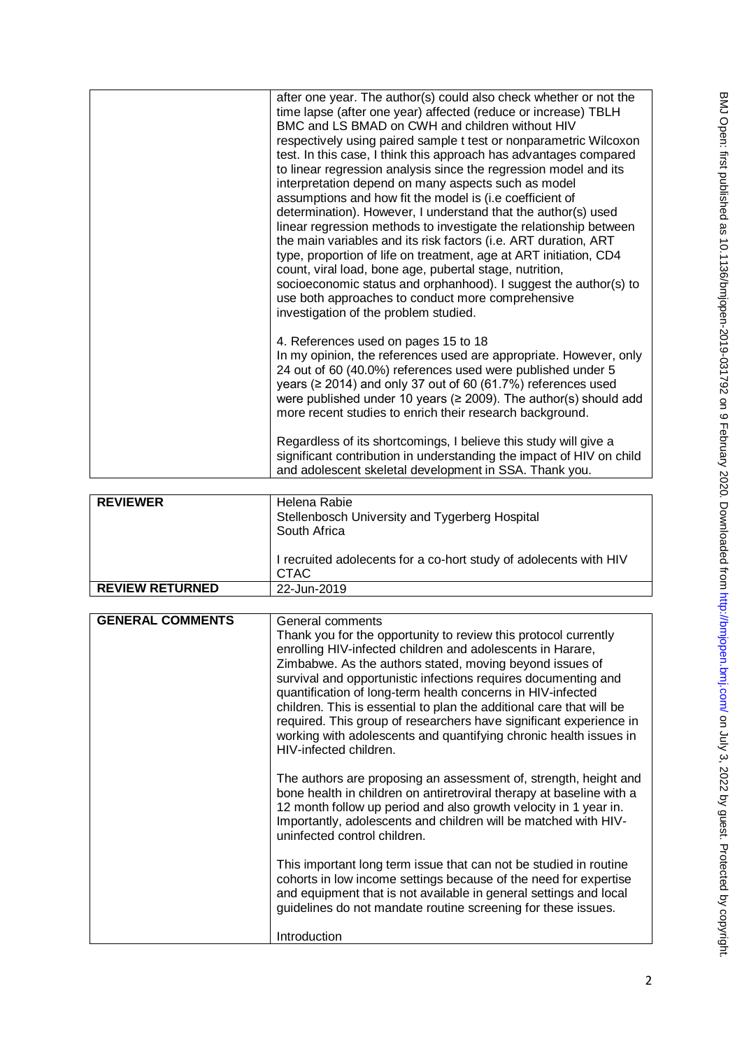| | |
|---|---|
| | after one year. The author(s) could also check whether or not the time lapse (after one year) affected (reduce or increase) TBLH BMC and LS BMAD on CWH and children without HIV respectively using paired sample t test or nonparametric Wilcoxon test. In this case, I think this approach has advantages compared to linear regression analysis since the regression model and its interpretation depend on many aspects such as model assumptions and how fit the model is (i.e coefficient of determination). However, I understand that the author(s) used linear regression methods to investigate the relationship between the main variables and its risk factors (i.e. ART duration, ART type, proportion of life on treatment, age at ART initiation, CD4 count, viral load, bone age, pubertal stage, nutrition, socioeconomic status and orphanhood). I suggest the author(s) to use both approaches to conduct more comprehensive investigation of the problem studied.<br><br>4. References used on pages 15 to 18<br>In my opinion, the references used are appropriate. However, only 24 out of 60 (40.0%) references used were published under 5 years (≥ 2014) and only 37 out of 60 (61.7%) references used were published under 10 years (≥ 2009). The author(s) should add more recent studies to enrich their research background.<br><br>Regardless of its shortcomings, I believe this study will give a significant contribution in understanding the impact of HIV on child and adolescent skeletal development in SSA. Thank you. |

| | |
|---|---|
| **REVIEWER** | Helena Rabie<br>Stellenbosch University and Tygerberg Hospital<br>South Africa<br><br>I recruited adolecents for a co-hort study of adolescents with HIV CTAC |
| **REVIEW RETURNED** | 22-Jun-2019 |

| | |
|---|---|
| **GENERAL COMMENTS** | General comments<br>Thank you for the opportunity to review this protocol currently enrolling HIV-infected children and adolescents in Harare, Zimbabwe. As the authors stated, moving beyond issues of survival and opportunistic infections requires documenting and quantification of long-term health concerns in HIV-infected children. This is essential to plan the additional care that will be required. This group of researchers have significant experience in working with adolescents and quantifying chronic health issues in HIV-infected children.<br><br>The authors are proposing an assessment of, strength, height and bone health in children on antiretroviral therapy at baseline with a 12 month follow up period and also growth velocity in 1 year in. Importantly, adolescents and children will be matched with HIV-uninfected control children.<br><br>This important long term issue that can not be studied in routine cohorts in low income settings because of the need for expertise and equipment that is not available in general settings and local guidelines do not mandate routine screening for these issues.<br><br>Introduction |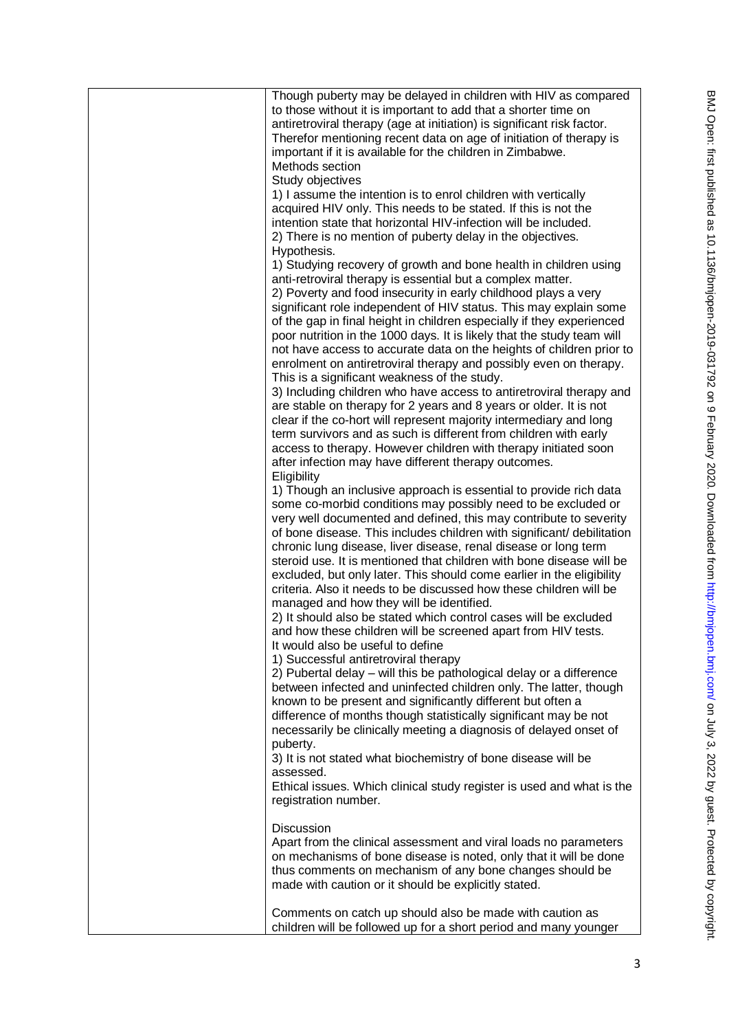| | |
|---|---|
| | Though puberty may be delayed in children with HIV as compared to those without it is important to add that a shorter time on antiretroviral therapy (age at initiation) is significant risk factor. Therefor mentioning recent data on age of initiation of therapy is important if it is available for the children in Zimbabwe.<br>Methods section<br>Study objectives<br>1) I assume the intention is to enrol children with vertically acquired HIV only. This needs to be stated. If this is not the intention state that horizontal HIV-infection will be included.<br>2) There is no mention of puberty delay in the objectives.<br>Hypothesis.<br>1) Studying recovery of growth and bone health in children using anti-retroviral therapy is essential but a complex matter.<br>2) Poverty and food insecurity in early childhood plays a very significant role independent of HIV status. This may explain some of the gap in final height in children especially if they experienced poor nutrition in the 1000 days. It is likely that the study team will not have access to accurate data on the heights of children prior to enrolment on antiretroviral therapy and possibly even on therapy. This is a significant weakness of the study.<br>3) Including children who have access to antiretroviral therapy and are stable on therapy for 2 years and 8 years or older. It is not clear if the co-hort will represent majority intermediary and long term survivors and as such is different from children with early access to therapy. However children with therapy initiated soon after infection may have different therapy outcomes.<br>Eligibility<br>1) Though an inclusive approach is essential to provide rich data some co-morbid conditions may possibly need to be excluded or very well documented and defined, this may contribute to severity of bone disease. This includes children with significant/ debilitation chronic lung disease, liver disease, renal disease or long term steroid use. It is mentioned that children with bone disease will be excluded, but only later. This should come earlier in the eligibility criteria. Also it needs to be discussed how these children will be managed and how they will be identified.<br>2) It should also be stated which control cases will be excluded and how these children will be screened apart from HIV tests.<br>It would also be useful to define<br>1) Successful antiretroviral therapy<br>2) Pubertal delay – will this be pathological delay or a difference between infected and uninfected children only. The latter, though known to be present and significantly different but often a difference of months though statistically significant may be not necessarily be clinically meeting a diagnosis of delayed onset of puberty.<br>3) It is not stated what biochemistry of bone disease will be assessed.<br>Ethical issues. Which clinical study register is used and what is the registration number.<br><br>Discussion<br>Apart from the clinical assessment and viral loads no parameters on mechanisms of bone disease is noted, only that it will be done thus comments on mechanism of any bone changes should be made with caution or it should be explicitly stated.<br><br>Comments on catch up should also be made with caution as children will be followed up for a short period and many younger |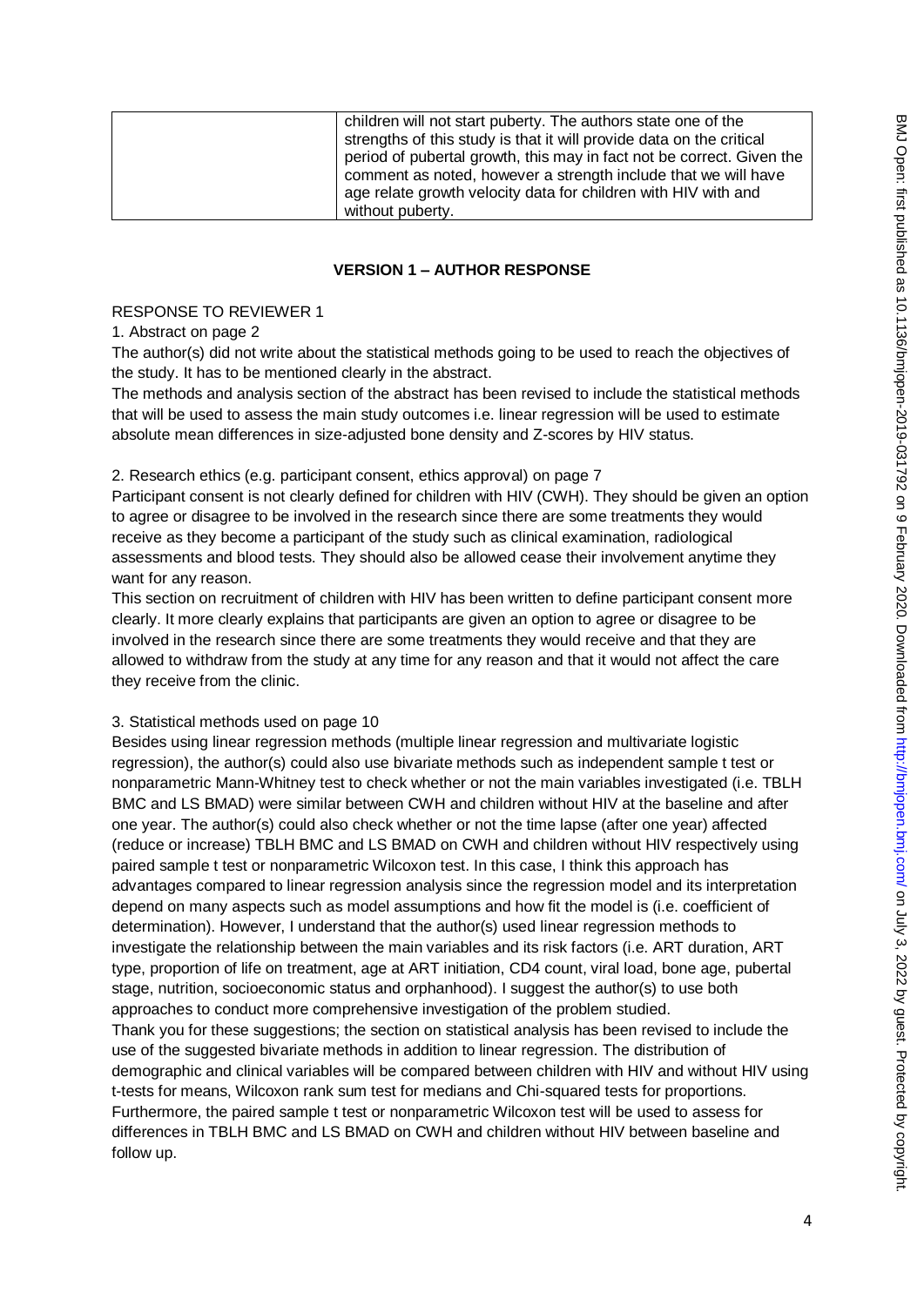| | children will not start puberty. The authors state one of the strengths of this study is that it will provide data on the critical period of pubertal growth, this may in fact not be correct. Given the comment as noted, however a strength include that we will have age relate growth velocity data for children with HIV with and without puberty. |
|---|---|

**VERSION 1 – AUTHOR RESPONSE**

RESPONSE TO REVIEWER 1

1. Abstract on page 2

The author(s) did not write about the statistical methods going to be used to reach the objectives of the study. It has to be mentioned clearly in the abstract.

The methods and analysis section of the abstract has been revised to include the statistical methods that will be used to assess the main study outcomes i.e. linear regression will be used to estimate absolute mean differences in size-adjusted bone density and Z-scores by HIV status.

2. Research ethics (e.g. participant consent, ethics approval) on page 7

Participant consent is not clearly defined for children with HIV (CWH). They should be given an option to agree or disagree to be involved in the research since there are some treatments they would receive as they become a participant of the study such as clinical examination, radiological assessments and blood tests. They should also be allowed cease their involvement anytime they want for any reason.

This section on recruitment of children with HIV has been written to define participant consent more clearly. It more clearly explains that participants are given an option to agree or disagree to be involved in the research since there are some treatments they would receive and that they are allowed to withdraw from the study at any time for any reason and that it would not affect the care they receive from the clinic.

3. Statistical methods used on page 10

Besides using linear regression methods (multiple linear regression and multivariate logistic regression), the author(s) could also use bivariate methods such as independent sample t test or nonparametric Mann-Whitney test to check whether or not the main variables investigated (i.e. TBLH BMC and LS BMAD) were similar between CWH and children without HIV at the baseline and after one year. The author(s) could also check whether or not the time lapse (after one year) affected (reduce or increase) TBLH BMC and LS BMAD on CWH and children without HIV respectively using paired sample t test or nonparametric Wilcoxon test. In this case, I think this approach has advantages compared to linear regression analysis since the regression model and its interpretation depend on many aspects such as model assumptions and how fit the model is (i.e. coefficient of determination). However, I understand that the author(s) used linear regression methods to investigate the relationship between the main variables and its risk factors (i.e. ART duration, ART type, proportion of life on treatment, age at ART initiation, CD4 count, viral load, bone age, pubertal stage, nutrition, socioeconomic status and orphanhood). I suggest the author(s) to use both approaches to conduct more comprehensive investigation of the problem studied.

Thank you for these suggestions; the section on statistical analysis has been revised to include the use of the suggested bivariate methods in addition to linear regression. The distribution of demographic and clinical variables will be compared between children with HIV and without HIV using t-tests for means, Wilcoxon rank sum test for medians and Chi-squared tests for proportions. Furthermore, the paired sample t test or nonparametric Wilcoxon test will be used to assess for differences in TBLH BMC and LS BMAD on CWH and children without HIV between baseline and follow up.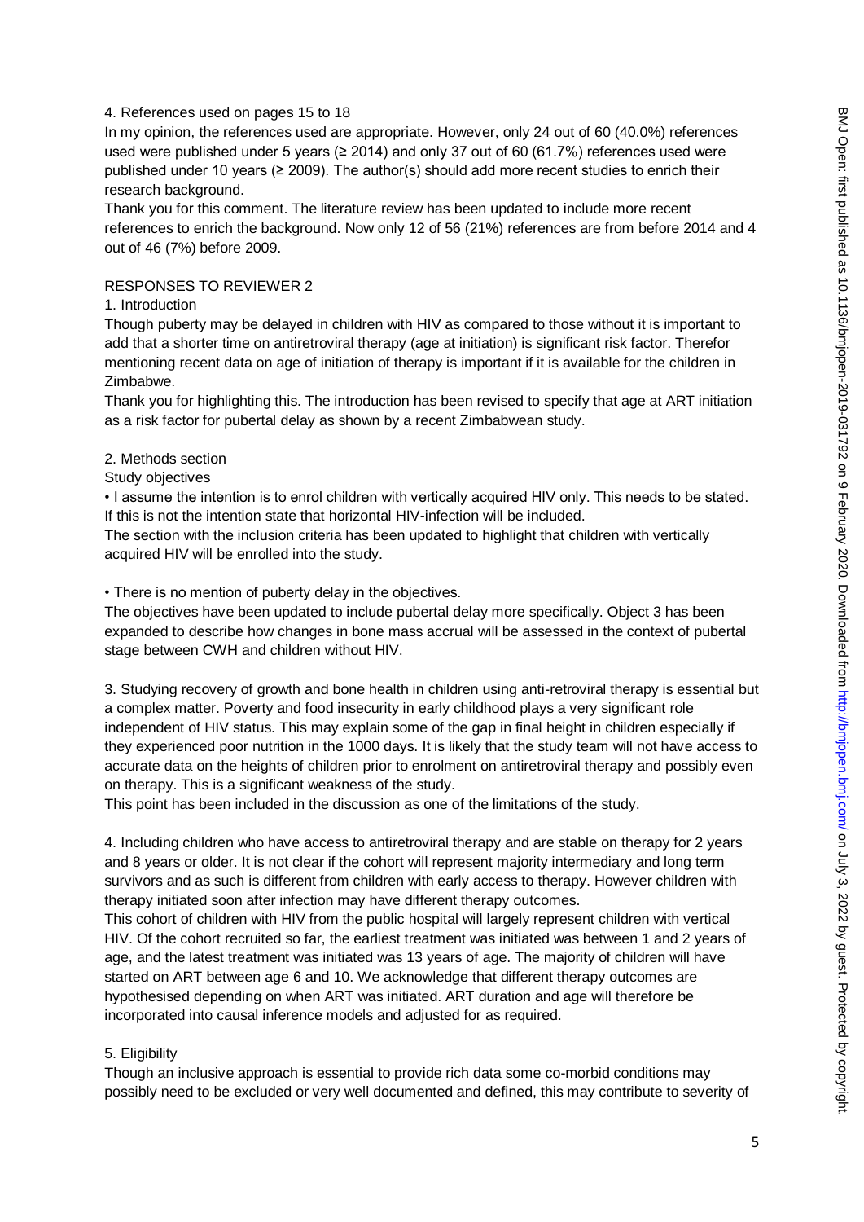4. References used on pages 15 to 18

In my opinion, the references used are appropriate. However, only 24 out of 60 (40.0%) references used were published under 5 years (≥ 2014) and only 37 out of 60 (61.7%) references used were published under 10 years (≥ 2009). The author(s) should add more recent studies to enrich their research background.

Thank you for this comment. The literature review has been updated to include more recent references to enrich the background. Now only 12 of 56 (21%) references are from before 2014 and 4 out of 46 (7%) before 2009.

RESPONSES TO REVIEWER 2

1. Introduction

Though puberty may be delayed in children with HIV as compared to those without it is important to add that a shorter time on antiretroviral therapy (age at initiation) is significant risk factor. Therefor mentioning recent data on age of initiation of therapy is important if it is available for the children in Zimbabwe.

Thank you for highlighting this. The introduction has been revised to specify that age at ART initiation as a risk factor for pubertal delay as shown by a recent Zimbabwean study.

2. Methods section

Study objectives

- I assume the intention is to enrol children with vertically acquired HIV only. This needs to be stated. If this is not the intention state that horizontal HIV-infection will be included.

The section with the inclusion criteria has been updated to highlight that children with vertically acquired HIV will be enrolled into the study.

- There is no mention of puberty delay in the objectives.

The objectives have been updated to include pubertal delay more specifically. Object 3 has been expanded to describe how changes in bone mass accrual will be assessed in the context of pubertal stage between CWH and children without HIV.

3. Studying recovery of growth and bone health in children using anti-retroviral therapy is essential but a complex matter. Poverty and food insecurity in early childhood plays a very significant role independent of HIV status. This may explain some of the gap in final height in children especially if they experienced poor nutrition in the 1000 days. It is likely that the study team will not have access to accurate data on the heights of children prior to enrolment on antiretroviral therapy and possibly even on therapy. This is a significant weakness of the study.

This point has been included in the discussion as one of the limitations of the study.

4. Including children who have access to antiretroviral therapy and are stable on therapy for 2 years and 8 years or older. It is not clear if the cohort will represent majority intermediary and long term survivors and as such is different from children with early access to therapy. However children with therapy initiated soon after infection may have different therapy outcomes.

This cohort of children with HIV from the public hospital will largely represent children with vertical HIV. Of the cohort recruited so far, the earliest treatment was initiated was between 1 and 2 years of age, and the latest treatment was initiated was 13 years of age. The majority of children will have started on ART between age 6 and 10. We acknowledge that different therapy outcomes are hypothesised depending on when ART was initiated. ART duration and age will therefore be incorporated into causal inference models and adjusted for as required.

5. Eligibility

Though an inclusive approach is essential to provide rich data some co-morbid conditions may possibly need to be excluded or very well documented and defined, this may contribute to severity of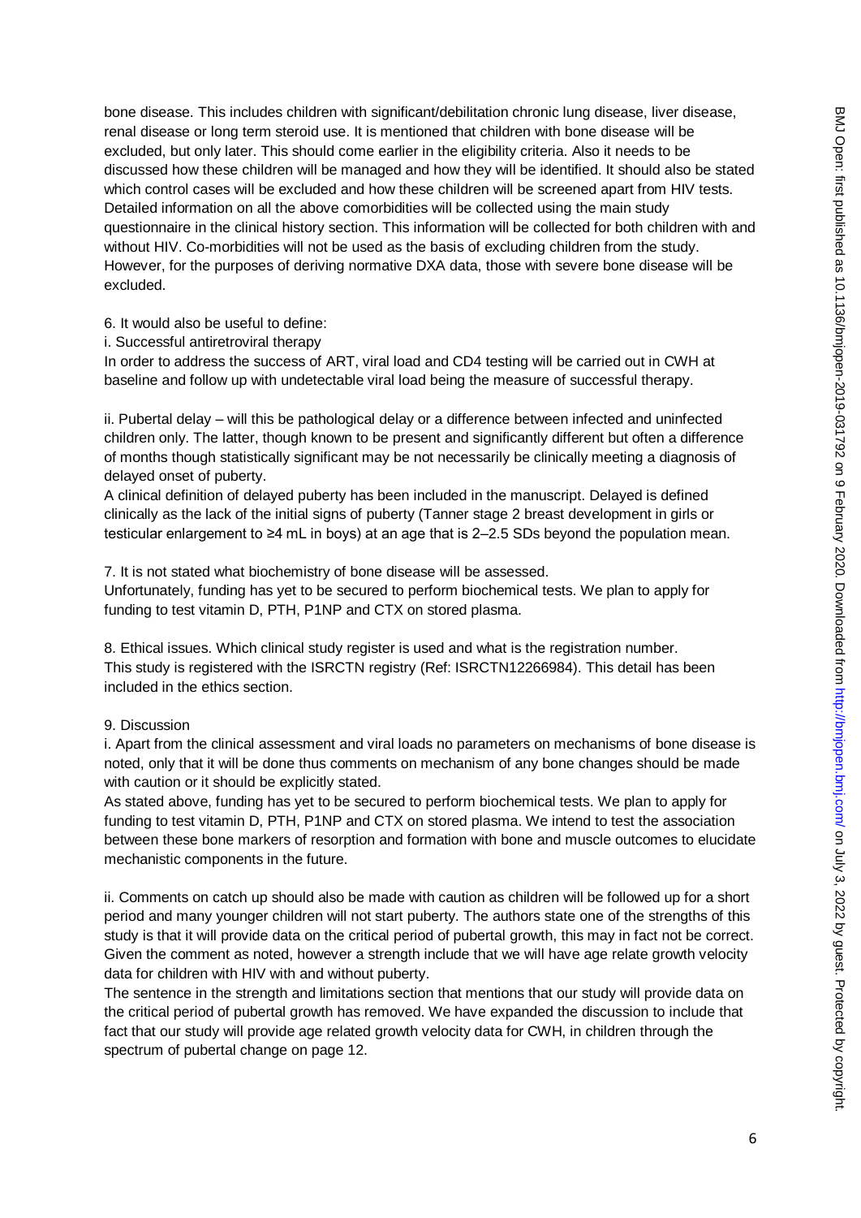bone disease. This includes children with significant/debilitation chronic lung disease, liver disease, renal disease or long term steroid use. It is mentioned that children with bone disease will be excluded, but only later. This should come earlier in the eligibility criteria. Also it needs to be discussed how these children will be managed and how they will be identified. It should also be stated which control cases will be excluded and how these children will be screened apart from HIV tests.
Detailed information on all the above comorbidities will be collected using the main study questionnaire in the clinical history section. This information will be collected for both children with and without HIV. Co-morbidities will not be used as the basis of excluding children from the study. However, for the purposes of deriving normative DXA data, those with severe bone disease will be excluded.

6. It would also be useful to define:

i. Successful antiretroviral therapy
In order to address the success of ART, viral load and CD4 testing will be carried out in CWH at baseline and follow up with undetectable viral load being the measure of successful therapy.

ii. Pubertal delay – will this be pathological delay or a difference between infected and uninfected children only. The latter, though known to be present and significantly different but often a difference of months though statistically significant may be not necessarily be clinically meeting a diagnosis of delayed onset of puberty.
A clinical definition of delayed puberty has been included in the manuscript. Delayed is defined clinically as the lack of the initial signs of puberty (Tanner stage 2 breast development in girls or testicular enlargement to ≥4 mL in boys) at an age that is 2–2.5 SDs beyond the population mean.

7. It is not stated what biochemistry of bone disease will be assessed.
Unfortunately, funding has yet to be secured to perform biochemical tests. We plan to apply for funding to test vitamin D, PTH, P1NP and CTX on stored plasma.

8. Ethical issues. Which clinical study register is used and what is the registration number.
This study is registered with the ISRCTN registry (Ref: ISRCTN12266984). This detail has been included in the ethics section.

9. Discussion

i. Apart from the clinical assessment and viral loads no parameters on mechanisms of bone disease is noted, only that it will be done thus comments on mechanism of any bone changes should be made with caution or it should be explicitly stated.
As stated above, funding has yet to be secured to perform biochemical tests. We plan to apply for funding to test vitamin D, PTH, P1NP and CTX on stored plasma. We intend to test the association between these bone markers of resorption and formation with bone and muscle outcomes to elucidate mechanistic components in the future.

ii. Comments on catch up should also be made with caution as children will be followed up for a short period and many younger children will not start puberty. The authors state one of the strengths of this study is that it will provide data on the critical period of pubertal growth, this may in fact not be correct. Given the comment as noted, however a strength include that we will have age relate growth velocity data for children with HIV with and without puberty.
The sentence in the strength and limitations section that mentions that our study will provide data on the critical period of pubertal growth has removed. We have expanded the discussion to include that fact that our study will provide age related growth velocity data for CWH, in children through the spectrum of pubertal change on page 12.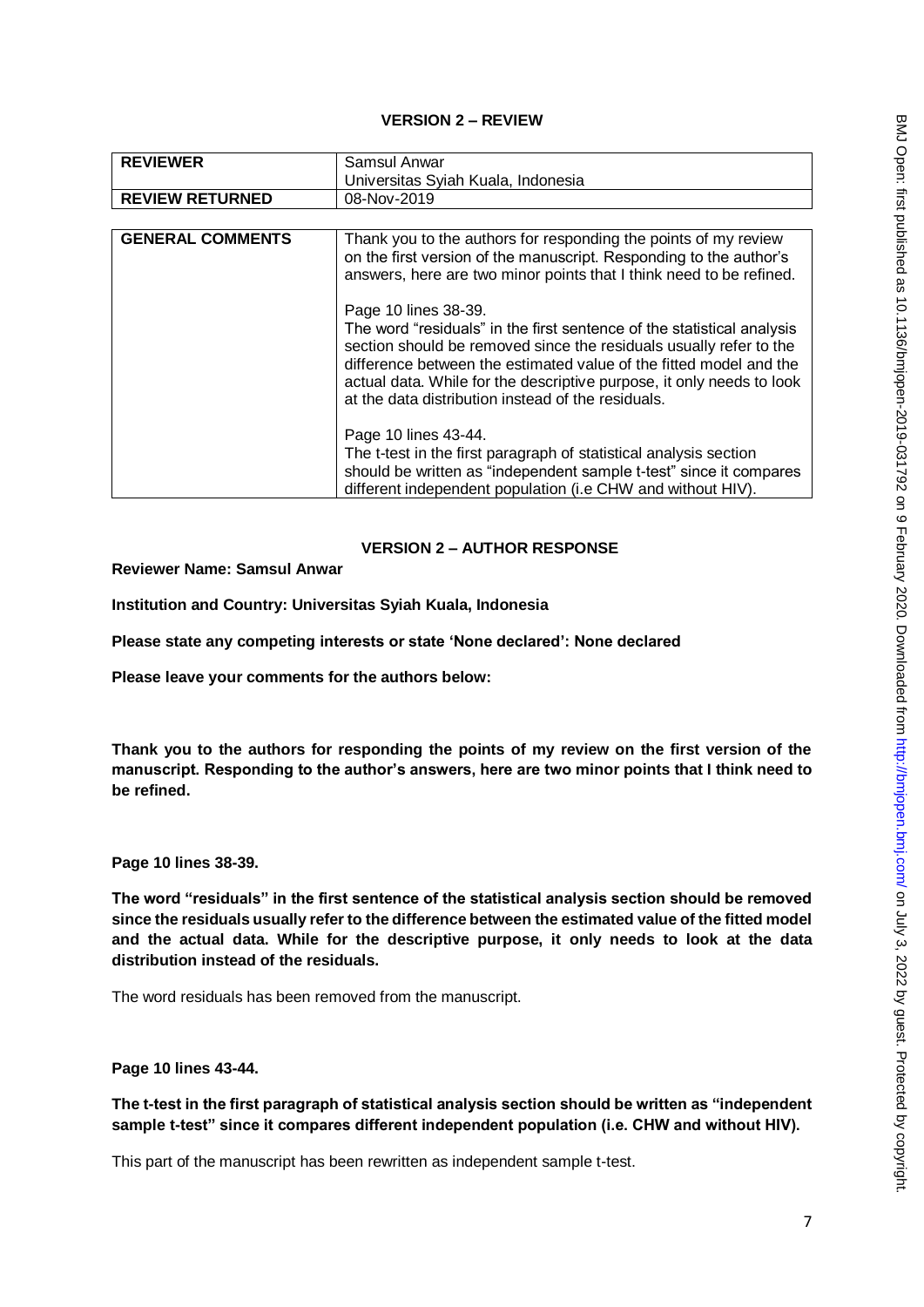**VERSION 2 – REVIEW**

| REVIEWER | Samsul Anwar<br>Universitas Syiah Kuala, Indonesia |
|---|---|
| REVIEW RETURNED | 08-Nov-2019 |

| GENERAL COMMENTS | Thank you to the authors for responding the points of my review on the first version of the manuscript. Responding to the author's answers, here are two minor points that I think need to be refined.<br><br>Page 10 lines 38-39.<br>The word "residuals" in the first sentence of the statistical analysis section should be removed since the residuals usually refer to the difference between the estimated value of the fitted model and the actual data. While for the descriptive purpose, it only needs to look at the data distribution instead of the residuals.<br><br>Page 10 lines 43-44.<br>The t-test in the first paragraph of statistical analysis section should be written as "independent sample t-test" since it compares different independent population (i.e CHW and without HIV). |
|---|---|

**VERSION 2 – AUTHOR RESPONSE**

**Reviewer Name: Samsul Anwar**

**Institution and Country: Universitas Syiah Kuala, Indonesia**

**Please state any competing interests or state 'None declared': None declared**

**Please leave your comments for the authors below:**

**Thank you to the authors for responding the points of my review on the first version of the manuscript. Responding to the author's answers, here are two minor points that I think need to be refined.**

**Page 10 lines 38-39.**

**The word "residuals" in the first sentence of the statistical analysis section should be removed since the residuals usually refer to the difference between the estimated value of the fitted model and the actual data. While for the descriptive purpose, it only needs to look at the data distribution instead of the residuals.**

The word residuals has been removed from the manuscript.

**Page 10 lines 43-44.**

**The t-test in the first paragraph of statistical analysis section should be written as "independent sample t-test" since it compares different independent population (i.e. CHW and without HIV).**

This part of the manuscript has been rewritten as independent sample t-test.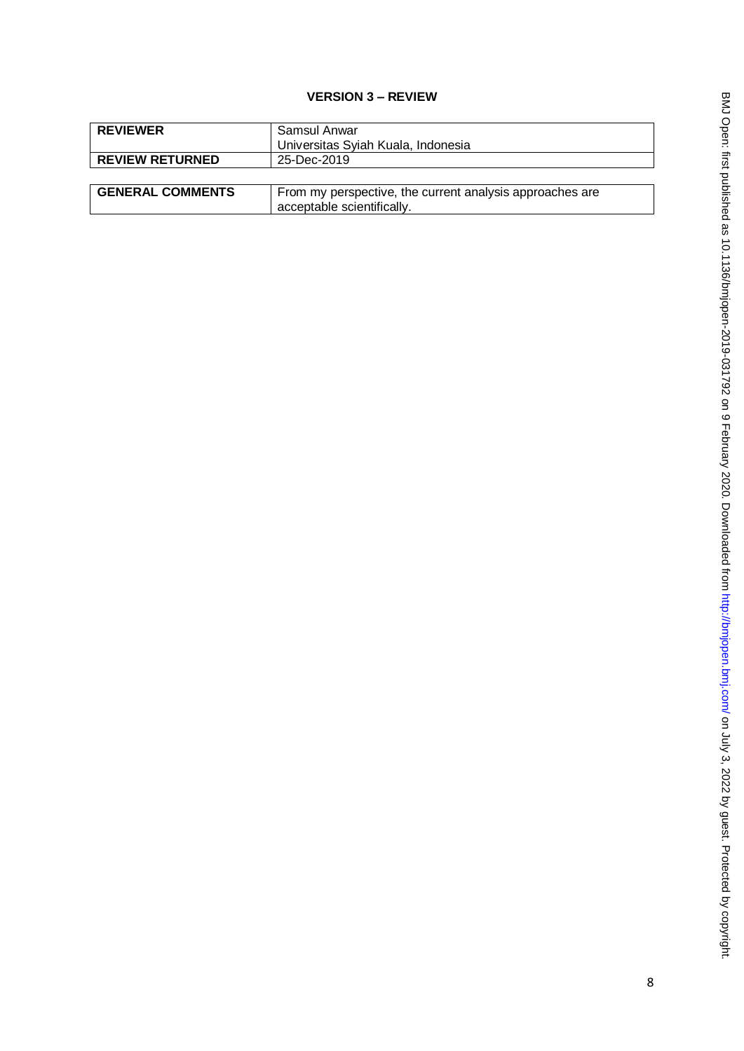**VERSION 3 – REVIEW**

| | |
|---|---|
| **REVIEWER** | Samsul Anwar<br>Universitas Syiah Kuala, Indonesia |
| **REVIEW RETURNED** | 25-Dec-2019 |

| | |
|---|---|
| **GENERAL COMMENTS** | From my perspective, the current analysis approaches are acceptable scientifically. |